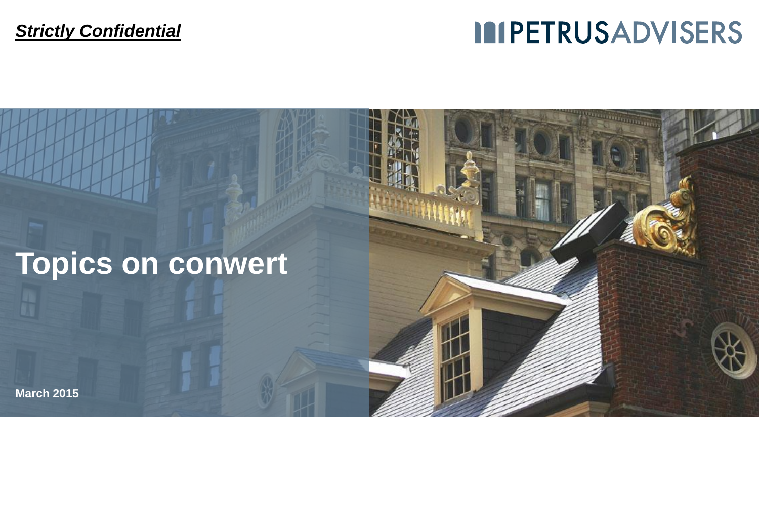***Strictly Confidential***

PETRUSADVISERS

# Topics on conwert

**March 2015**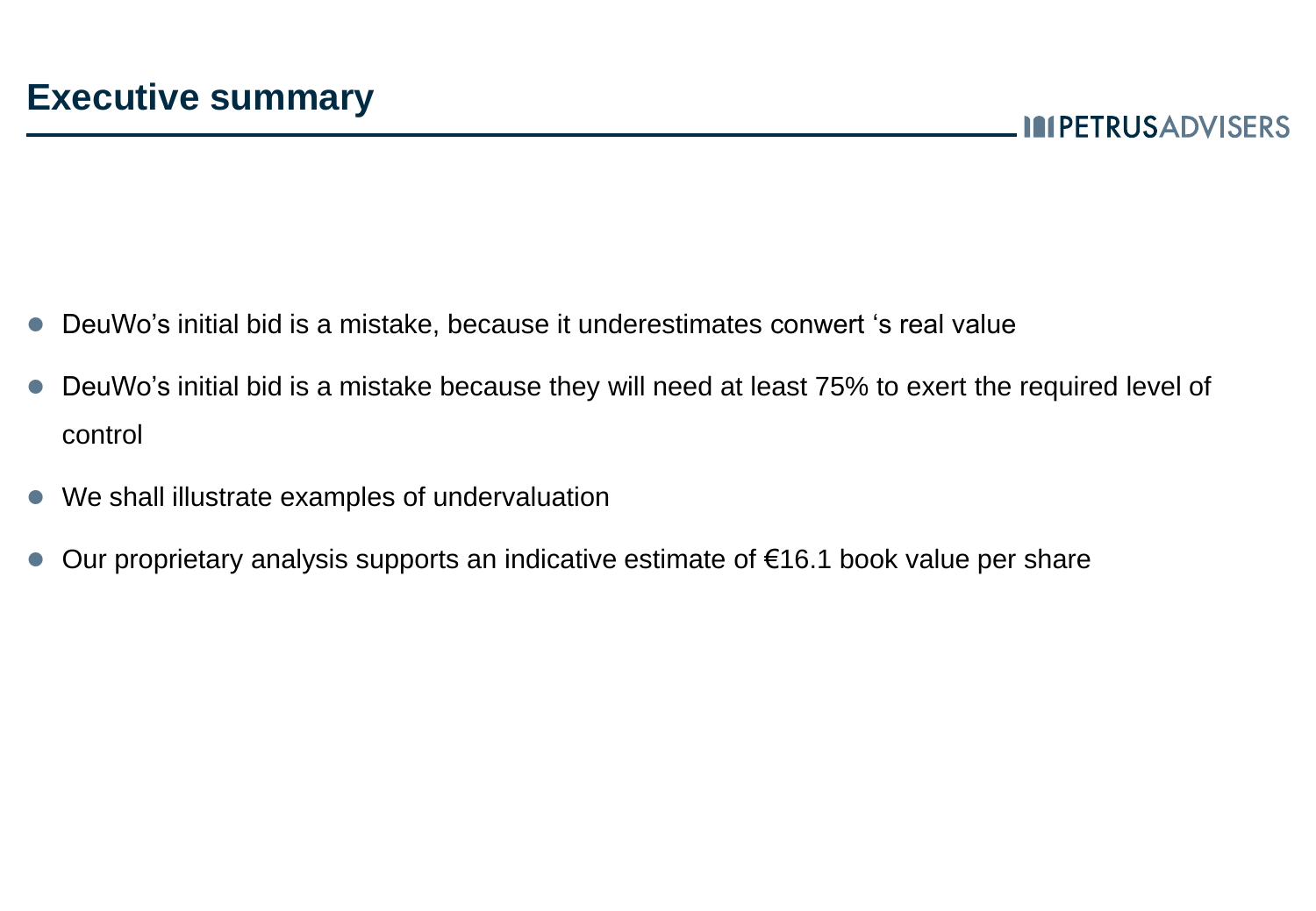# Executive summary

- DeuWo’s initial bid is a mistake, because it underestimates conwert ‘s real value
- DeuWo’s initial bid is a mistake because they will need at least 75% to exert the required level of control
- We shall illustrate examples of undervaluation
- Our proprietary analysis supports an indicative estimate of €16.1 book value per share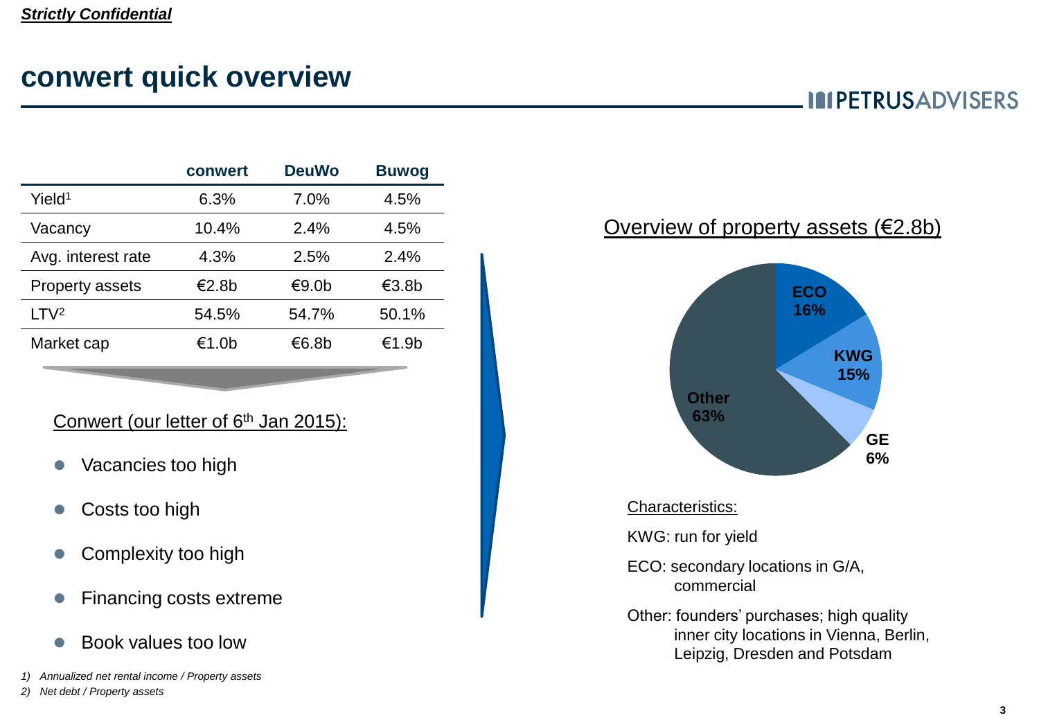*Strictly Confidential*

# conwert quick overview

PETRUSADVISERS

| | conwert | DeuWo | Buwog |
|---|---|---|---|
| Yield[1] | 6.3% | 7.0% | 4.5% |
| Vacancy | 10.4% | 2.4% | 4.5% |
| Avg. interest rate | 4.3% | 2.5% | 2.4% |
| Property assets | €2.8b | €9.0b | €3.8b |
| LTV[2] | 54.5% | 54.7% | 50.1% |
| Market cap | €1.0b | €6.8b | €1.9b |

Conwert (our letter of 6th Jan 2015):

- Vacancies too high
- Costs too high
- Complexity too high
- Financing costs extreme
- Book values too low

Overview of property assets (€2.8b)

- ECO 16%
- KWG 15%
- GE 6%
- Other 63%

Characteristics:

KWG: run for yield

ECO: secondary locations in G/A, commercial

Other: founders' purchases; high quality inner city locations in Vienna, Berlin, Leipzig, Dresden and Potsdam

1) Annualized net rental income / Property assets

2) Net debt / Property assets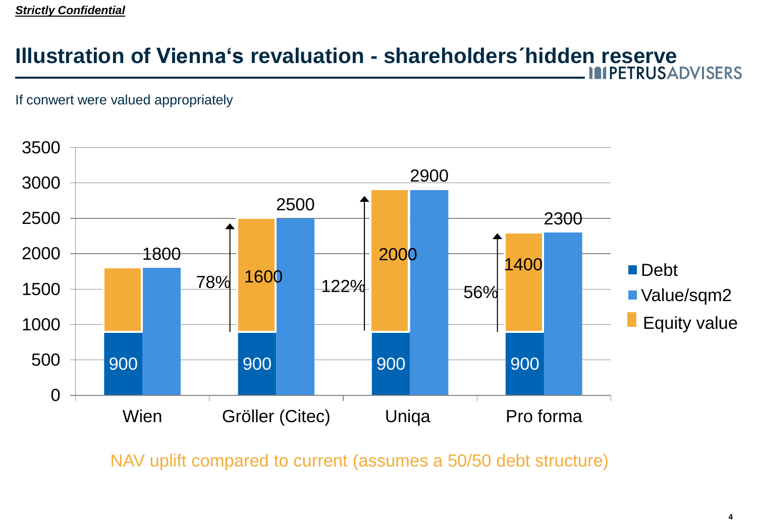*Strictly Confidential*

# Illustration of Vienna‘s revaluation - shareholders´hidden reserve

If conwert were valued appropriately

| | Debt | Equity value | Value/sqm2 | NAV uplift |
|---|---|---|---|---|
| Wien | 900 | | 1800 | |
| Gröller (Citec) | 900 | 1600 | 2500 | 78% |
| Uniqa | 900 | 2000 | 2900 | 122% |
| Pro forma | 900 | 1400 | 2300 | 56% |

NAV uplift compared to current (assumes a 50/50 debt structure)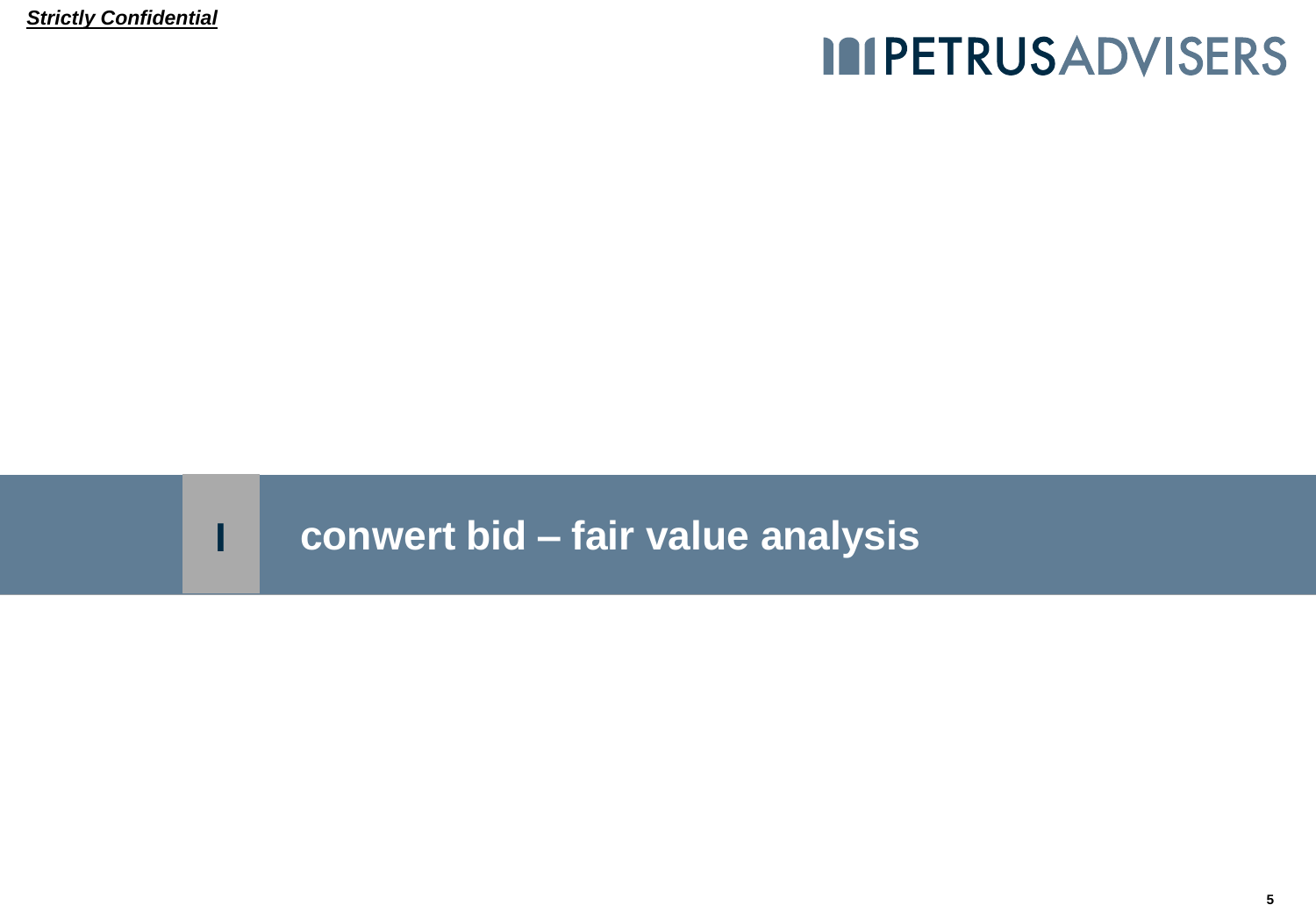***Strictly Confidential***

# I conwert bid – fair value analysis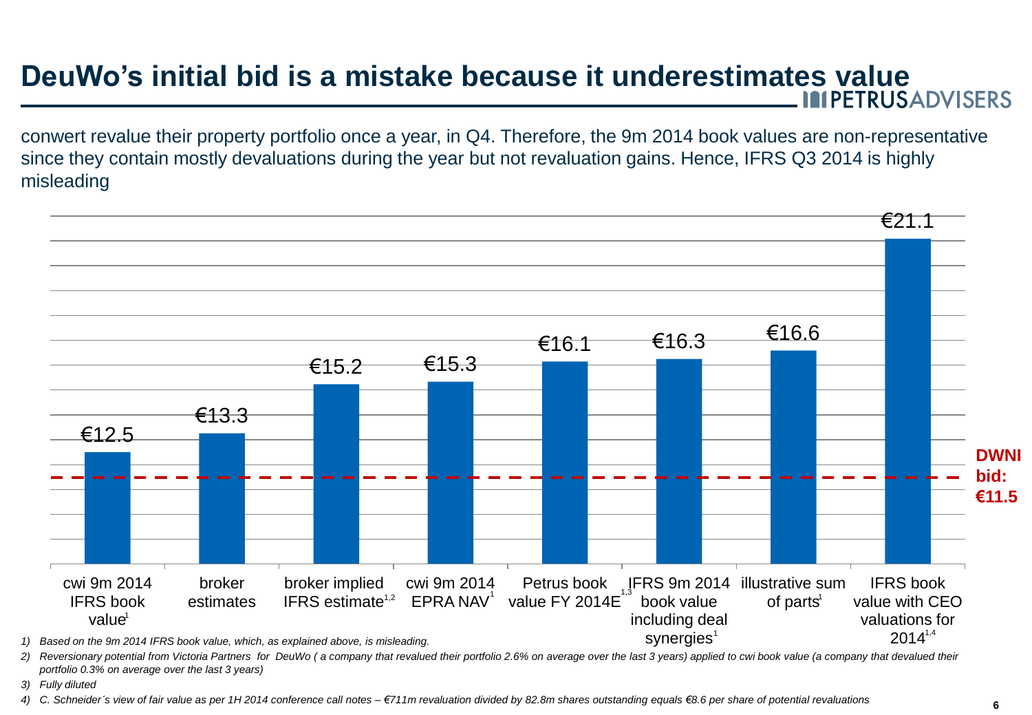# DeuWo's initial bid is a mistake because it underestimates value

conwert revalue their property portfolio once a year, in Q4. Therefore, the 9m 2014 book values are non-representative since they contain mostly devaluations during the year but not revaluation gains. Hence, IFRS Q3 2014 is highly misleading

| Measure | Value |
|---|---|
| cwi 9m 2014 IFRS book value[1] | €12.5 |
| broker estimates | €13.3 |
| broker implied IFRS estimate[1,2] | €15.2 |
| cwi 9m 2014 EPRA NAV[1] | €15.3 |
| Petrus book value FY 2014E[1,3] | €16.1 |
| IFRS 9m 2014 book value including deal synergies[1] | €16.3 |
| illustrative sum of parts[1] | €16.6 |
| IFRS book value with CEO valuations for 2014[1,4] | €21.1 |

**DWNI bid: €11.5**

*1) Based on the 9m 2014 IFRS book value, which, as explained above, is misleading.*

*2) Reversionary potential from Victoria Partners for DeuWo ( a company that revalued their portfolio 2.6% on average over the last 3 years) applied to cwi book value (a company that devalued their portfolio 0.3% on average over the last 3 years)*

*3) Fully diluted*

*4) C. Schneider´s view of fair value as per 1H 2014 conference call notes – €711m revaluation divided by 82.8m shares outstanding equals €8.6 per share of potential revaluations*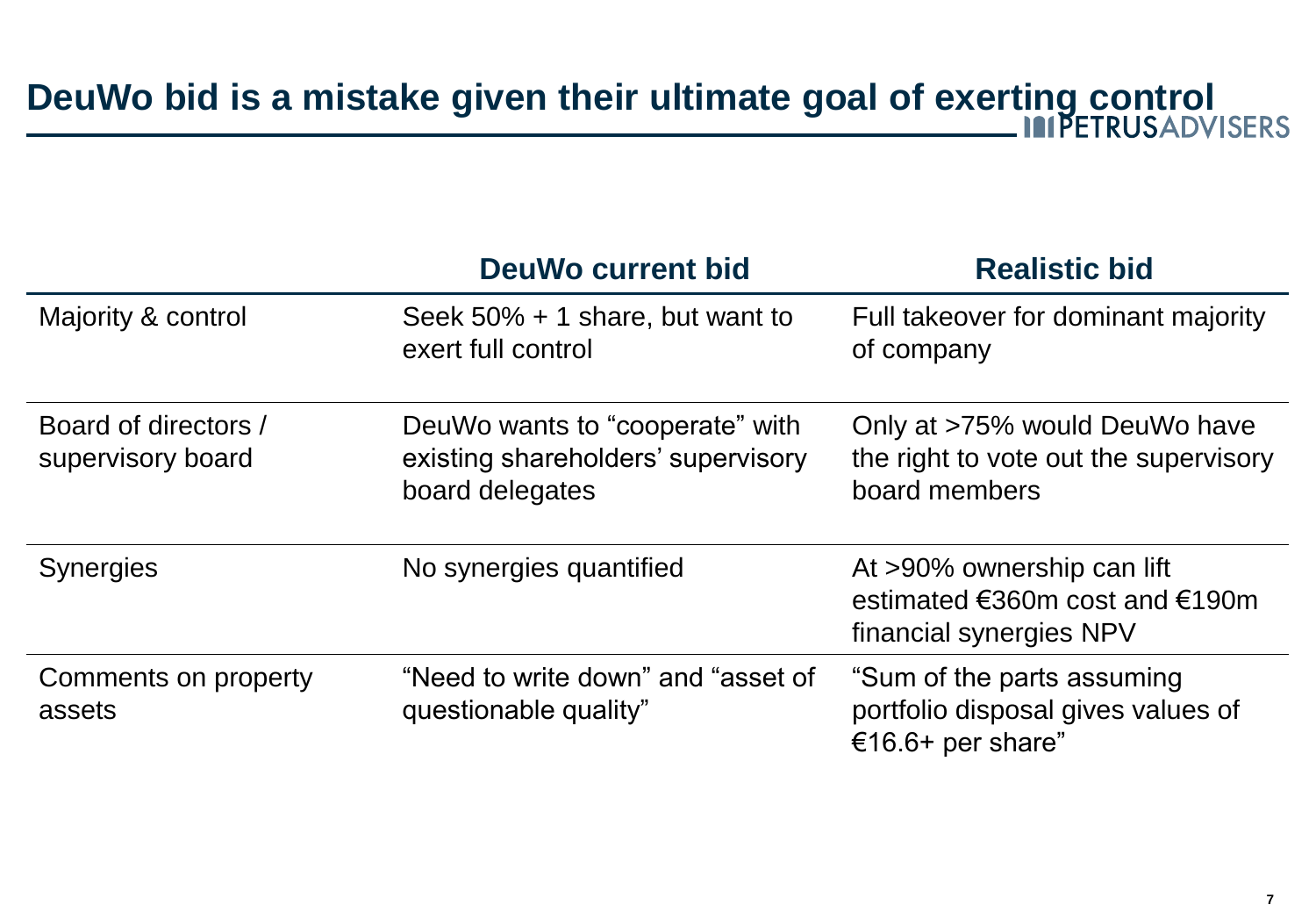# DeuWo bid is a mistake given their ultimate goal of exerting control

| | DeuWo current bid | Realistic bid |
|---|---|---|
| Majority & control | Seek 50% + 1 share, but want to exert full control | Full takeover for dominant majority of company |
| Board of directors / supervisory board | DeuWo wants to “cooperate” with existing shareholders’ supervisory board delegates | Only at >75% would DeuWo have the right to vote out the supervisory board members |
| Synergies | No synergies quantified | At >90% ownership can lift estimated €360m cost and €190m financial synergies NPV |
| Comments on property assets | “Need to write down” and “asset of questionable quality” | “Sum of the parts assuming portfolio disposal gives values of €16.6+ per share” |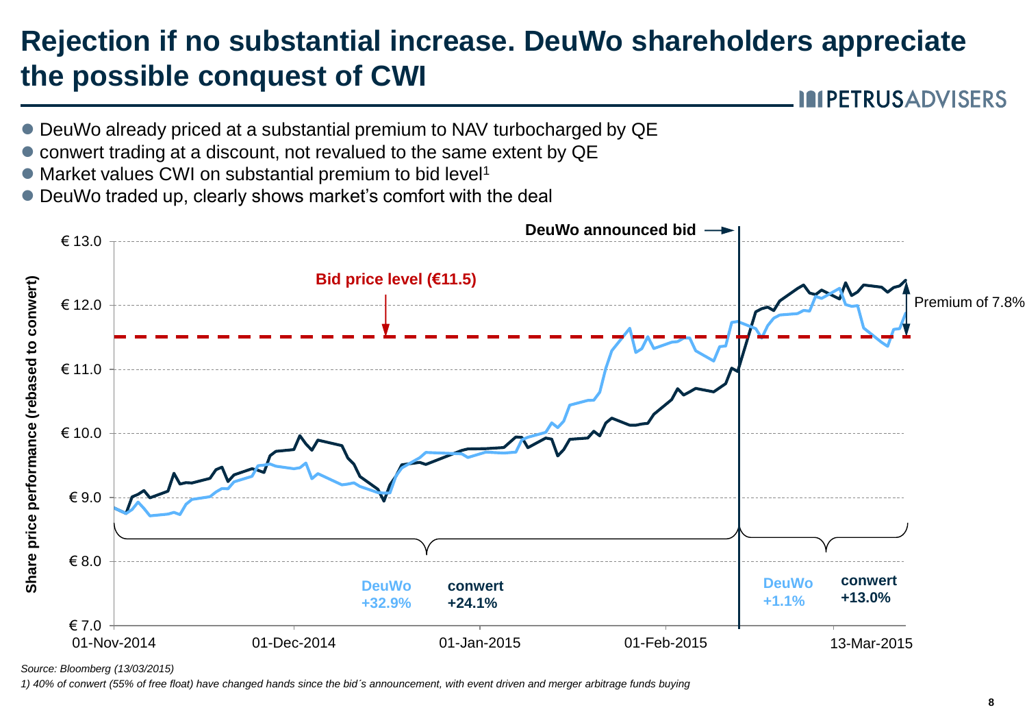# Rejection if no substantial increase. DeuWo shareholders appreciate the possible conquest of CWI

- DeuWo already priced at a substantial premium to NAV turbocharged by QE
- conwert trading at a discount, not revalued to the same extent by QE
- Market values CWI on substantial premium to bid level[1]
- DeuWo traded up, clearly shows market's comfort with the deal

DeuWo announced bid

Bid price level (€11.5)

Premium of 7.8%

Share price performance (rebased to conwert)

€ 13.0 | € 12.0 | € 11.0 | € 10.0 | € 9.0 | € 8.0 | € 7.0

01-Nov-2014 | 01-Dec-2014 | 01-Jan-2015 | 01-Feb-2015 | 13-Mar-2015

Before bid: DeuWo +32.9%, conwert +24.1%

After bid: DeuWo +1.1%, conwert +13.0%

*Source: Bloomberg (13/03/2015)*

*1) 40% of conwert (55% of free float) have changed hands since the bid´s announcement, with event driven and merger arbitrage funds buying*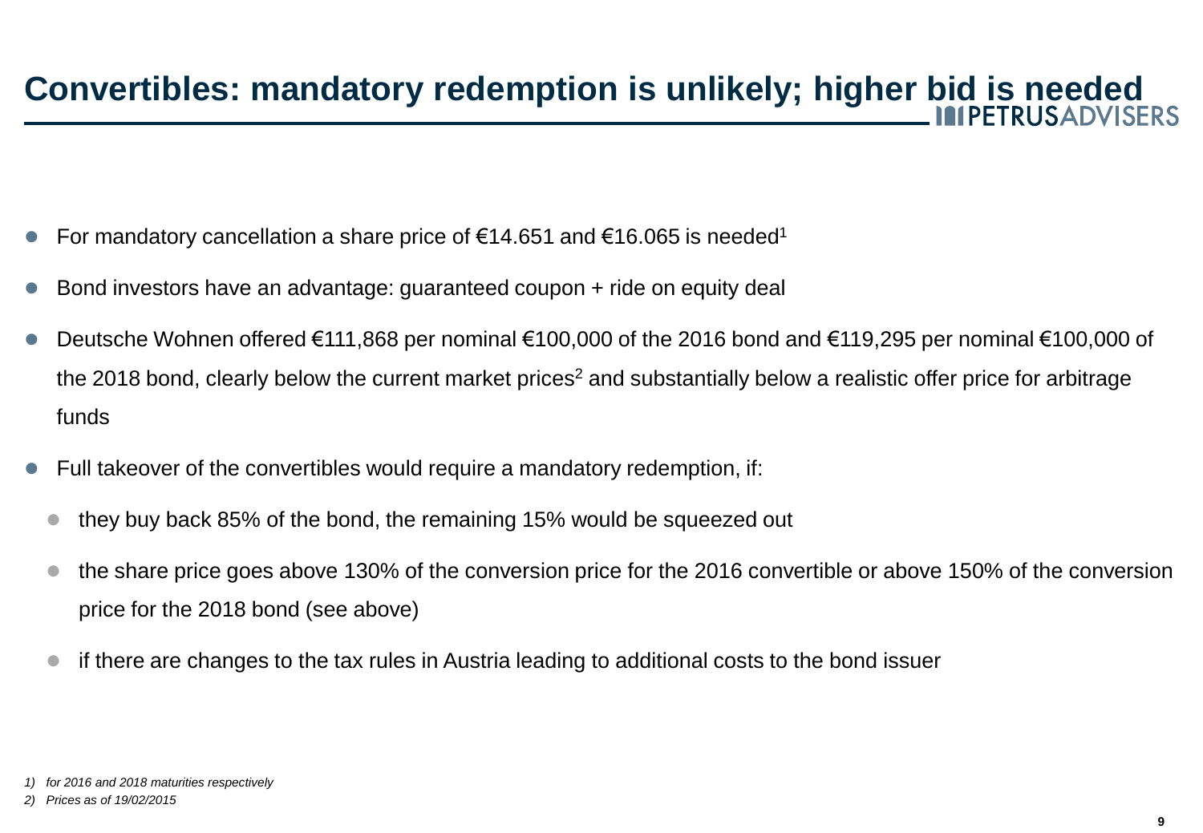# Convertibles: mandatory redemption is unlikely; higher bid is needed

- For mandatory cancellation a share price of €14.651 and €16.065 is needed[1]
- Bond investors have an advantage: guaranteed coupon + ride on equity deal
- Deutsche Wohnen offered €111,868 per nominal €100,000 of the 2016 bond and €119,295 per nominal €100,000 of the 2018 bond, clearly below the current market prices[2] and substantially below a realistic offer price for arbitrage funds
- Full takeover of the convertibles would require a mandatory redemption, if:
  - they buy back 85% of the bond, the remaining 15% would be squeezed out
  - the share price goes above 130% of the conversion price for the 2016 convertible or above 150% of the conversion price for the 2018 bond (see above)
  - if there are changes to the tax rules in Austria leading to additional costs to the bond issuer

*1) for 2016 and 2018 maturities respectively*

*2) Prices as of 19/02/2015*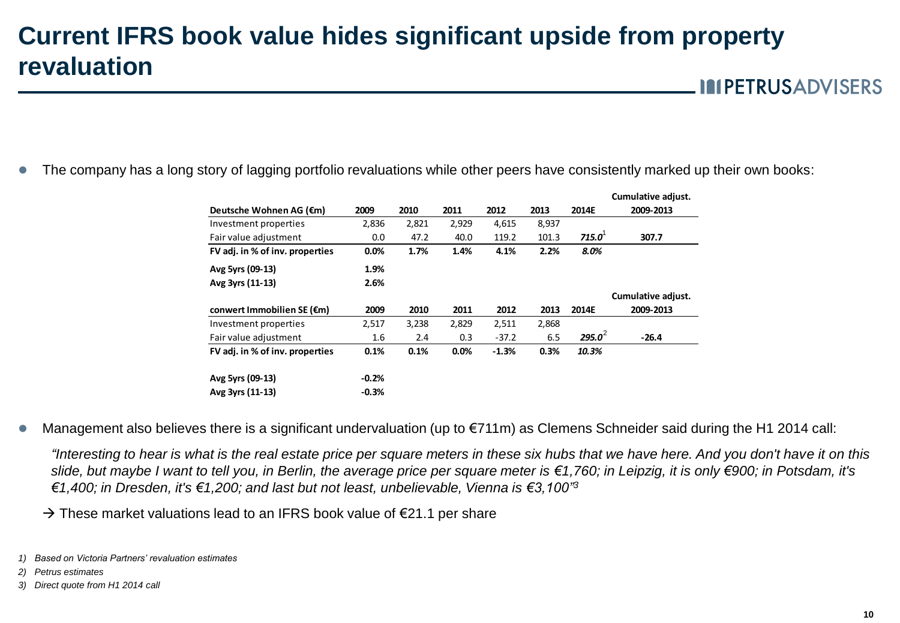# Current IFRS book value hides significant upside from property revaluation

PETRUSADVISERS

- The company has a long story of lagging portfolio revaluations while other peers have consistently marked up their own books:

| Deutsche Wohnen AG (€m) | 2009 | 2010 | 2011 | 2012 | 2013 | 2014E | Cumulative adjust. 2009-2013 |
|---|---|---|---|---|---|---|---|
| Investment properties | 2,836 | 2,821 | 2,929 | 4,615 | 8,937 | | |
| Fair value adjustment | 0.0 | 47.2 | 40.0 | 119.2 | 101.3 | ***715.0***[1] | **307.7** |
| **FV adj. in % of inv. properties** | **0.0%** | **1.7%** | **1.4%** | **4.1%** | **2.2%** | ***8.0%*** | |
| **Avg 5yrs (09-13)** | **1.9%** | | | | | | |
| **Avg 3yrs (11-13)** | **2.6%** | | | | | | |

| conwert Immobilien SE (€m) | 2009 | 2010 | 2011 | 2012 | 2013 | 2014E | Cumulative adjust. 2009-2013 |
|---|---|---|---|---|---|---|---|
| Investment properties | 2,517 | 3,238 | 2,829 | 2,511 | 2,868 | | |
| Fair value adjustment | 1.6 | 2.4 | 0.3 | -37.2 | 6.5 | ***295.0***[2] | **-26.4** |
| **FV adj. in % of inv. properties** | **0.1%** | **0.1%** | **0.0%** | **-1.3%** | **0.3%** | ***10.3%*** | |
| **Avg 5yrs (09-13)** | **-0.2%** | | | | | | |
| **Avg 3yrs (11-13)** | **-0.3%** | | | | | | |

- Management also believes there is a significant undervaluation (up to €711m) as Clemens Schneider said during the H1 2014 call:

  *"Interesting to hear is what is the real estate price per square meters in these six hubs that we have here. And you don't have it on this slide, but maybe I want to tell you, in Berlin, the average price per square meter is €1,760; in Leipzig, it is only €900; in Potsdam, it's €1,400; in Dresden, it's €1,200; and last but not least, unbelievable, Vienna is €3,100"*[3]

  → These market valuations lead to an IFRS book value of €21.1 per share

*1) Based on Victoria Partners' revaluation estimates*

*2) Petrus estimates*

*3) Direct quote from H1 2014 call*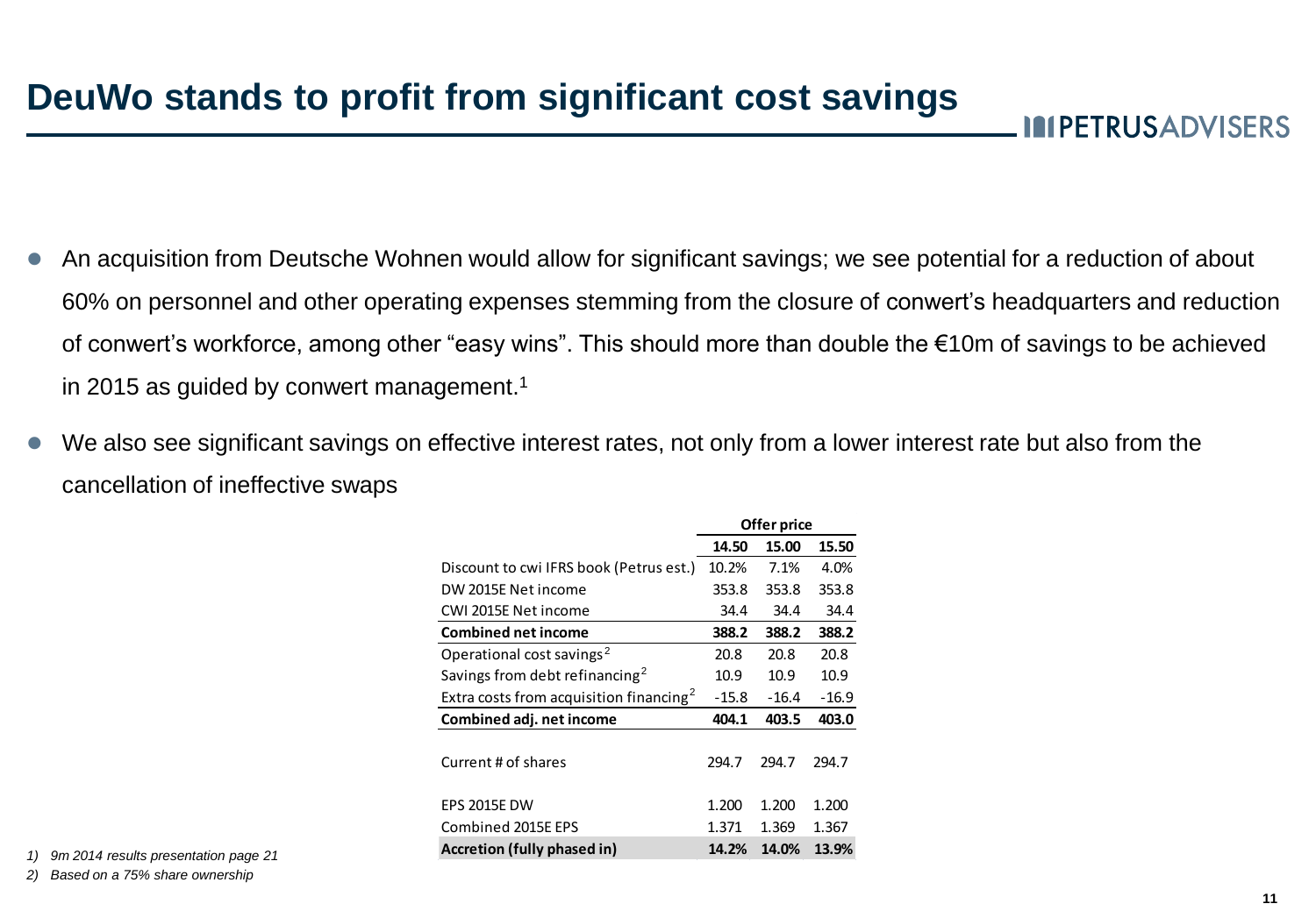# DeuWo stands to profit from significant cost savings

- An acquisition from Deutsche Wohnen would allow for significant savings; we see potential for a reduction of about 60% on personnel and other operating expenses stemming from the closure of conwert's headquarters and reduction of conwert's workforce, among other "easy wins". This should more than double the €10m of savings to be achieved in 2015 as guided by conwert management.[1]
- We also see significant savings on effective interest rates, not only from a lower interest rate but also from the cancellation of ineffective swaps

| | Offer price | | |
|---|---|---|---|
| | **14.50** | **15.00** | **15.50** |
| Discount to cwi IFRS book (Petrus est.) | 10.2% | 7.1% | 4.0% |
| DW 2015E Net income | 353.8 | 353.8 | 353.8 |
| CWI 2015E Net income | 34.4 | 34.4 | 34.4 |
| **Combined net income** | **388.2** | **388.2** | **388.2** |
| Operational cost savings[2] | 20.8 | 20.8 | 20.8 |
| Savings from debt refinancing[2] | 10.9 | 10.9 | 10.9 |
| Extra costs from acquisition financing[2] | -15.8 | -16.4 | -16.9 |
| **Combined adj. net income** | **404.1** | **403.5** | **403.0** |
| | | | |
| Current # of shares | 294.7 | 294.7 | 294.7 |
| | | | |
| EPS 2015E DW | 1.200 | 1.200 | 1.200 |
| Combined 2015E EPS | 1.371 | 1.369 | 1.367 |
| **Accretion (fully phased in)** | **14.2%** | **14.0%** | **13.9%** |

*1) 9m 2014 results presentation page 21*

*2) Based on a 75% share ownership*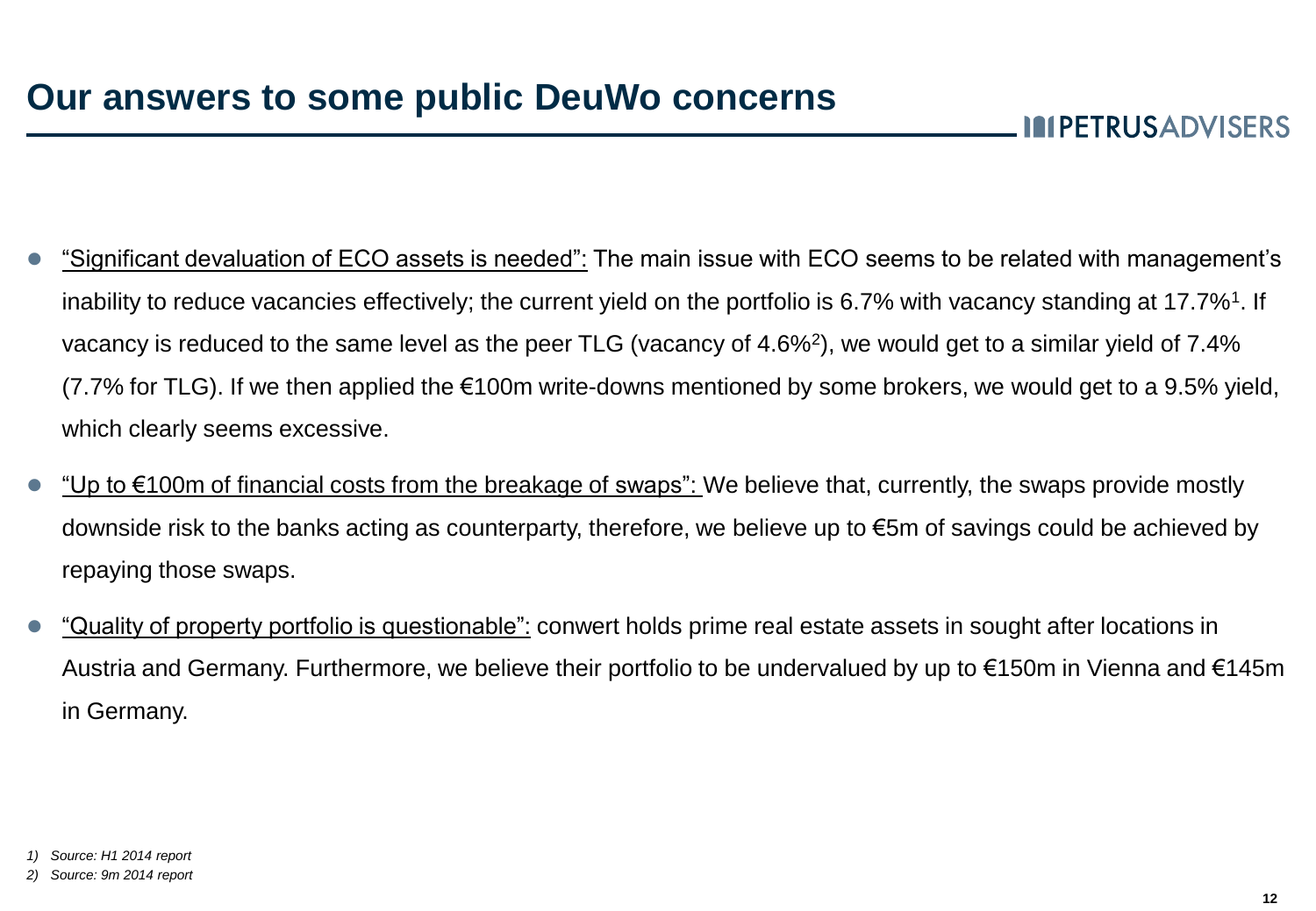# Our answers to some public DeuWo concerns

- "Significant devaluation of ECO assets is needed": The main issue with ECO seems to be related with management's inability to reduce vacancies effectively; the current yield on the portfolio is 6.7% with vacancy standing at 17.7%[1]. If vacancy is reduced to the same level as the peer TLG (vacancy of 4.6%[2]), we would get to a similar yield of 7.4% (7.7% for TLG). If we then applied the €100m write-downs mentioned by some brokers, we would get to a 9.5% yield, which clearly seems excessive.
- "Up to €100m of financial costs from the breakage of swaps": We believe that, currently, the swaps provide mostly downside risk to the banks acting as counterparty, therefore, we believe up to €5m of savings could be achieved by repaying those swaps.
- "Quality of property portfolio is questionable": conwert holds prime real estate assets in sought after locations in Austria and Germany. Furthermore, we believe their portfolio to be undervalued by up to €150m in Vienna and €145m in Germany.

1) *Source: H1 2014 report*
2) *Source: 9m 2014 report*